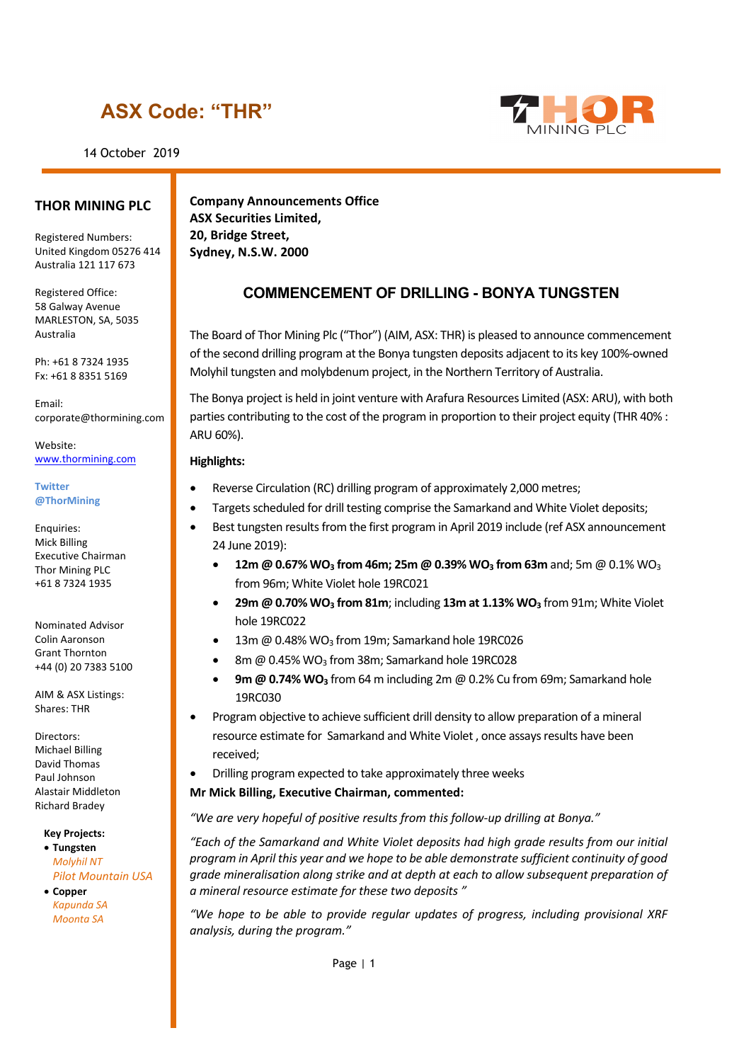# ASX Code: "THR"

14 October 2019

**THOR MINING PLC**

Registered Numbers:
United Kingdom 05276 414
Australia 121 117 673

Registered Office:
58 Galway Avenue
MARLESTON, SA, 5035
Australia

Ph: +61 8 7324 1935
Fx: +61 8 8351 5169

Email:
corporate@thormining.com

Website:
www.thormining.com

Twitter
@ThorMining

Enquiries:
Mick Billing
Executive Chairman
Thor Mining PLC
+61 8 7324 1935

Nominated Advisor
Colin Aaronson
Grant Thornton
+44 (0) 20 7383 5100

AIM & ASX Listings:
Shares: THR

Directors:
Michael Billing
David Thomas
Paul Johnson
Alastair Middleton
Richard Bradey

**Key Projects:**

- **Tungsten**
  - *Molyhil NT*
  - *Pilot Mountain USA*
- **Copper**
  - *Kapunda SA*
  - *Moonta SA*

**Company Announcements Office**
**ASX Securities Limited,**
**20, Bridge Street,**
**Sydney, N.S.W. 2000**

## COMMENCEMENT OF DRILLING - BONYA TUNGSTEN

The Board of Thor Mining Plc ("Thor") (AIM, ASX: THR) is pleased to announce commencement of the second drilling program at the Bonya tungsten deposits adjacent to its key 100%-owned Molyhil tungsten and molybdenum project, in the Northern Territory of Australia.

The Bonya project is held in joint venture with Arafura Resources Limited (ASX: ARU), with both parties contributing to the cost of the program in proportion to their project equity (THR 40% : ARU 60%).

**Highlights:**

- Reverse Circulation (RC) drilling program of approximately 2,000 metres;
- Targets scheduled for drill testing comprise the Samarkand and White Violet deposits;
- Best tungsten results from the first program in April 2019 include (ref ASX announcement 24 June 2019):
  - **12m @ 0.67% $WO_3$ from 46m; 25m @ 0.39% $WO_3$ from 63m** and; 5m @ 0.1% $WO_3$ from 96m; White Violet hole 19RC021
  - **29m @ 0.70% $WO_3$ from 81m**; including **13m at 1.13% $WO_3$** from 91m; White Violet hole 19RC022
  - 13m @ 0.48% $WO_3$ from 19m; Samarkand hole 19RC026
  - 8m @ 0.45% $WO_3$ from 38m; Samarkand hole 19RC028
  - **9m @ 0.74% $WO_3$** from 64 m including 2m @ 0.2% Cu from 69m; Samarkand hole 19RC030
- Program objective to achieve sufficient drill density to allow preparation of a mineral resource estimate for Samarkand and White Violet , once assays results have been received;
- Drilling program expected to take approximately three weeks

**Mr Mick Billing, Executive Chairman, commented:**

*"We are very hopeful of positive results from this follow-up drilling at Bonya."*

*"Each of the Samarkand and White Violet deposits had high grade results from our initial program in April this year and we hope to be able demonstrate sufficient continuity of good grade mineralisation along strike and at depth at each to allow subsequent preparation of a mineral resource estimate for these two deposits "*

*"We hope to be able to provide regular updates of progress, including provisional XRF analysis, during the program."*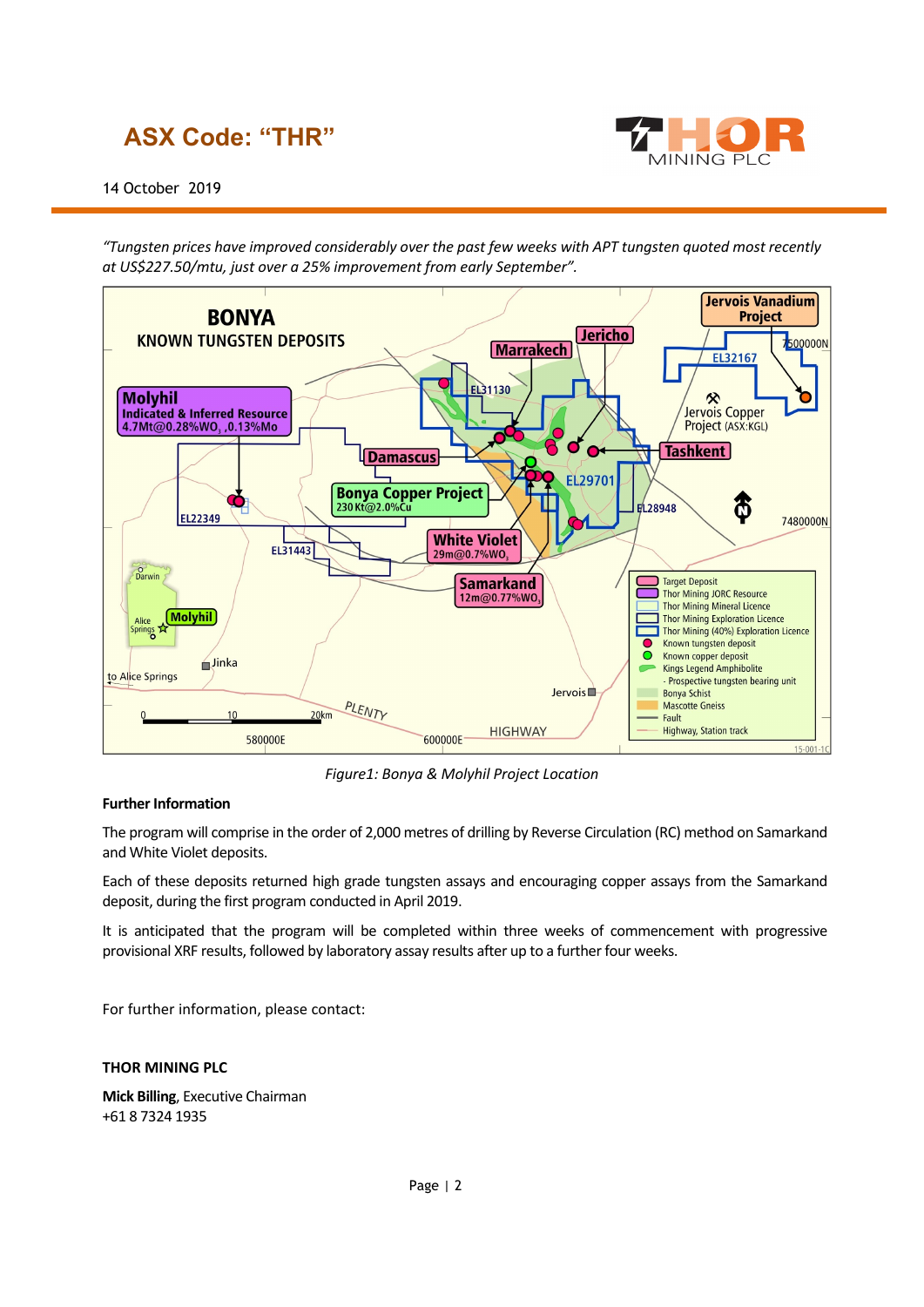ASX Code: "THR"

14 October 2019

*"Tungsten prices have improved considerably over the past few weeks with APT tungsten quoted most recently at US$227.50/mtu, just over a 25% improvement from early September".*

*Figure1: Bonya & Molyhil Project Location*

**Further Information**

The program will comprise in the order of 2,000 metres of drilling by Reverse Circulation (RC) method on Samarkand and White Violet deposits.

Each of these deposits returned high grade tungsten assays and encouraging copper assays from the Samarkand deposit, during the first program conducted in April 2019.

It is anticipated that the program will be completed within three weeks of commencement with progressive provisional XRF results, followed by laboratory assay results after up to a further four weeks.

For further information, please contact:

**THOR MINING PLC**

**Mick Billing**, Executive Chairman
+61 8 7324 1935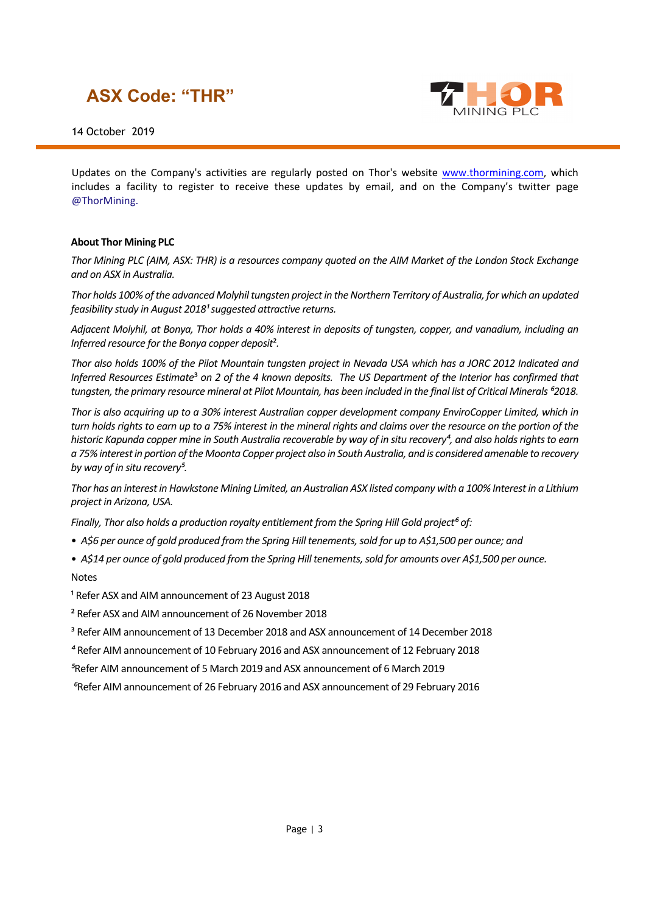Updates on the Company's activities are regularly posted on Thor's website www.thormining.com, which includes a facility to register to receive these updates by email, and on the Company's twitter page @ThorMining.

**About Thor Mining PLC**

*Thor Mining PLC (AIM, ASX: THR) is a resources company quoted on the AIM Market of the London Stock Exchange and on ASX in Australia.*

*Thor holds 100% of the advanced Molyhil tungsten project in the Northern Territory of Australia, for which an updated feasibility study in August 2018[1] suggested attractive returns.*

*Adjacent Molyhil, at Bonya, Thor holds a 40% interest in deposits of tungsten, copper, and vanadium, including an Inferred resource for the Bonya copper deposit[2].*

*Thor also holds 100% of the Pilot Mountain tungsten project in Nevada USA which has a JORC 2012 Indicated and Inferred Resources Estimate[3] on 2 of the 4 known deposits. The US Department of the Interior has confirmed that tungsten, the primary resource mineral at Pilot Mountain, has been included in the final list of Critical Minerals [6]2018.*

*Thor is also acquiring up to a 30% interest Australian copper development company EnviroCopper Limited, which in turn holds rights to earn up to a 75% interest in the mineral rights and claims over the resource on the portion of the historic Kapunda copper mine in South Australia recoverable by way of in situ recovery[4], and also holds rights to earn a 75% interest in portion of the Moonta Copper project also in South Australia, and is considered amenable to recovery by way of in situ recovery[5].*

*Thor has an interest in Hawkstone Mining Limited, an Australian ASX listed company with a 100% Interest in a Lithium project in Arizona, USA.*

*Finally, Thor also holds a production royalty entitlement from the Spring Hill Gold project[6] of:*

- *A$6 per ounce of gold produced from the Spring Hill tenements, sold for up to A$1,500 per ounce; and*
- *A$14 per ounce of gold produced from the Spring Hill tenements, sold for amounts over A$1,500 per ounce.*

Notes

[1] Refer ASX and AIM announcement of 23 August 2018

[2] Refer ASX and AIM announcement of 26 November 2018

[3] Refer AIM announcement of 13 December 2018 and ASX announcement of 14 December 2018

[4] Refer AIM announcement of 10 February 2016 and ASX announcement of 12 February 2018

[5] Refer AIM announcement of 5 March 2019 and ASX announcement of 6 March 2019

[6] Refer AIM announcement of 26 February 2016 and ASX announcement of 29 February 2016